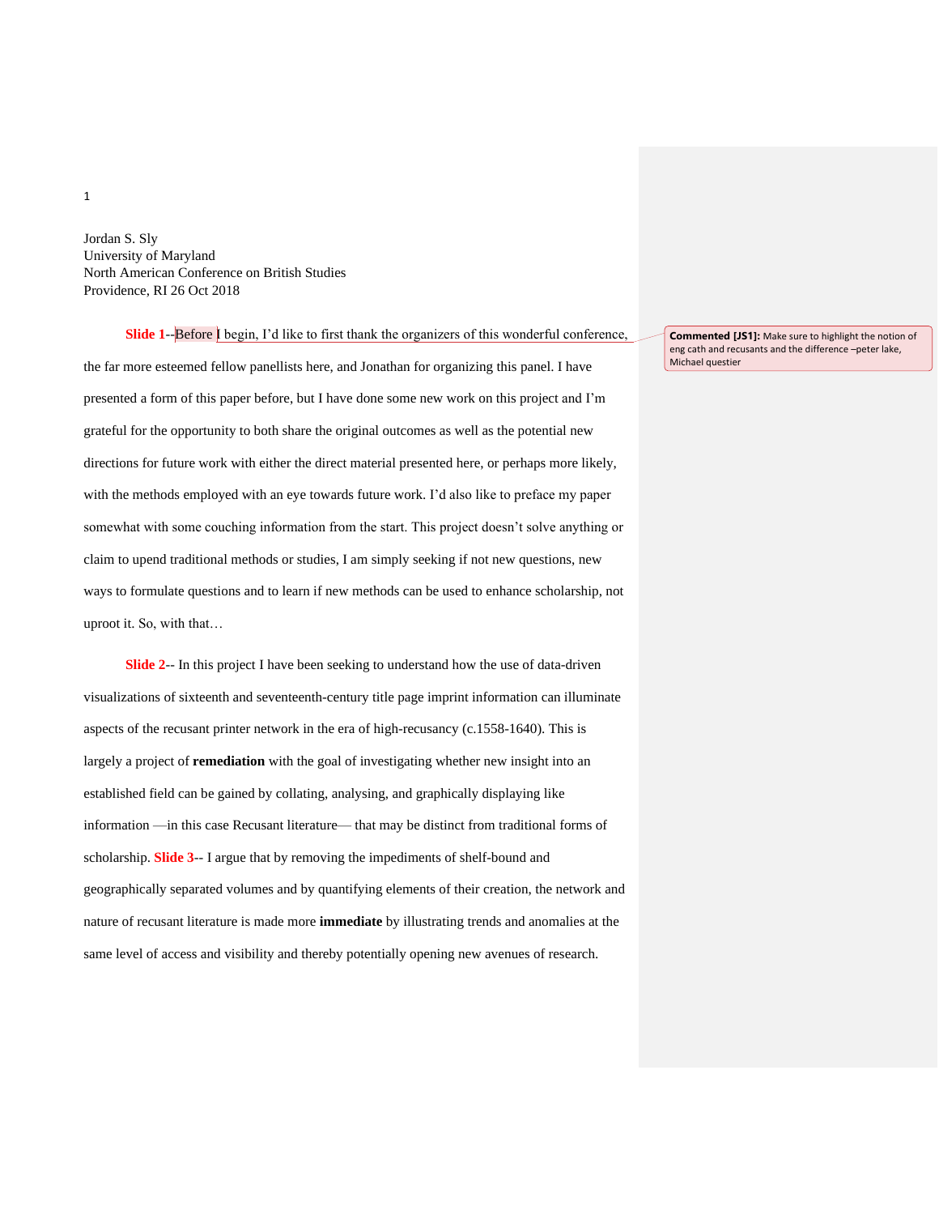Jordan S. Sly
University of Maryland
North American Conference on British Studies
Providence, RI 26 Oct 2018

**Slide 1**--Before I begin, I'd like to first thank the organizers of this wonderful conference, the far more esteemed fellow panellists here, and Jonathan for organizing this panel. I have presented a form of this paper before, but I have done some new work on this project and I'm grateful for the opportunity to both share the original outcomes as well as the potential new directions for future work with either the direct material presented here, or perhaps more likely, with the methods employed with an eye towards future work. I'd also like to preface my paper somewhat with some couching information from the start. This project doesn't solve anything or claim to upend traditional methods or studies, I am simply seeking if not new questions, new ways to formulate questions and to learn if new methods can be used to enhance scholarship, not uproot it. So, with that…

> **Commented [JS1]:** Make sure to highlight the notion of eng cath and recusants and the difference –peter lake, Michael questier

**Slide 2**-- In this project I have been seeking to understand how the use of data-driven visualizations of sixteenth and seventeenth-century title page imprint information can illuminate aspects of the recusant printer network in the era of high-recusancy (c.1558-1640). This is largely a project of **remediation** with the goal of investigating whether new insight into an established field can be gained by collating, analysing, and graphically displaying like information —in this case Recusant literature— that may be distinct from traditional forms of scholarship. **Slide 3**-- I argue that by removing the impediments of shelf-bound and geographically separated volumes and by quantifying elements of their creation, the network and nature of recusant literature is made more **immediate** by illustrating trends and anomalies at the same level of access and visibility and thereby potentially opening new avenues of research.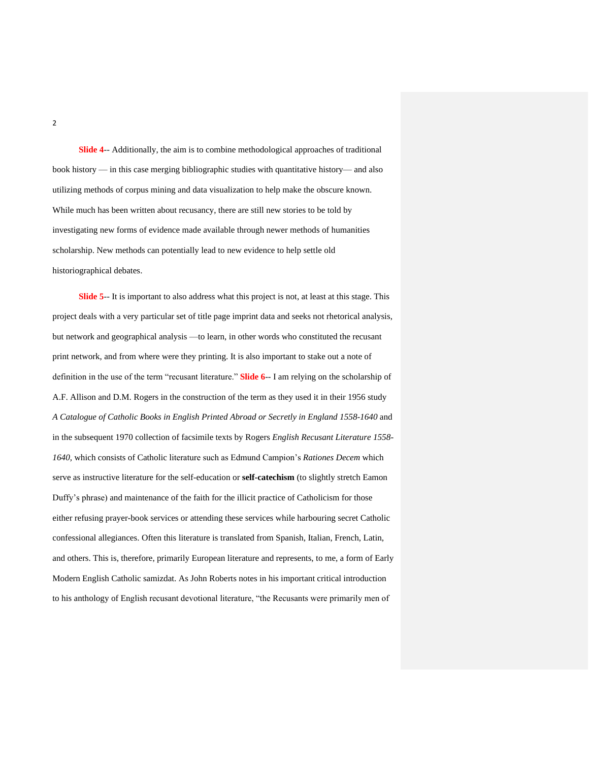**Slide 4**-- Additionally, the aim is to combine methodological approaches of traditional book history — in this case merging bibliographic studies with quantitative history— and also utilizing methods of corpus mining and data visualization to help make the obscure known. While much has been written about recusancy, there are still new stories to be told by investigating new forms of evidence made available through newer methods of humanities scholarship. New methods can potentially lead to new evidence to help settle old historiographical debates.

**Slide 5**-- It is important to also address what this project is not, at least at this stage. This project deals with a very particular set of title page imprint data and seeks not rhetorical analysis, but network and geographical analysis —to learn, in other words who constituted the recusant print network, and from where were they printing. It is also important to stake out a note of definition in the use of the term "recusant literature." **Slide 6**-- I am relying on the scholarship of A.F. Allison and D.M. Rogers in the construction of the term as they used it in their 1956 study *A Catalogue of Catholic Books in English Printed Abroad or Secretly in England 1558-1640* and in the subsequent 1970 collection of facsimile texts by Rogers *English Recusant Literature 1558-1640*, which consists of Catholic literature such as Edmund Campion's *Rationes Decem* which serve as instructive literature for the self-education or **self-catechism** (to slightly stretch Eamon Duffy's phrase) and maintenance of the faith for the illicit practice of Catholicism for those either refusing prayer-book services or attending these services while harbouring secret Catholic confessional allegiances. Often this literature is translated from Spanish, Italian, French, Latin, and others. This is, therefore, primarily European literature and represents, to me, a form of Early Modern English Catholic samizdat. As John Roberts notes in his important critical introduction to his anthology of English recusant devotional literature, "the Recusants were primarily men of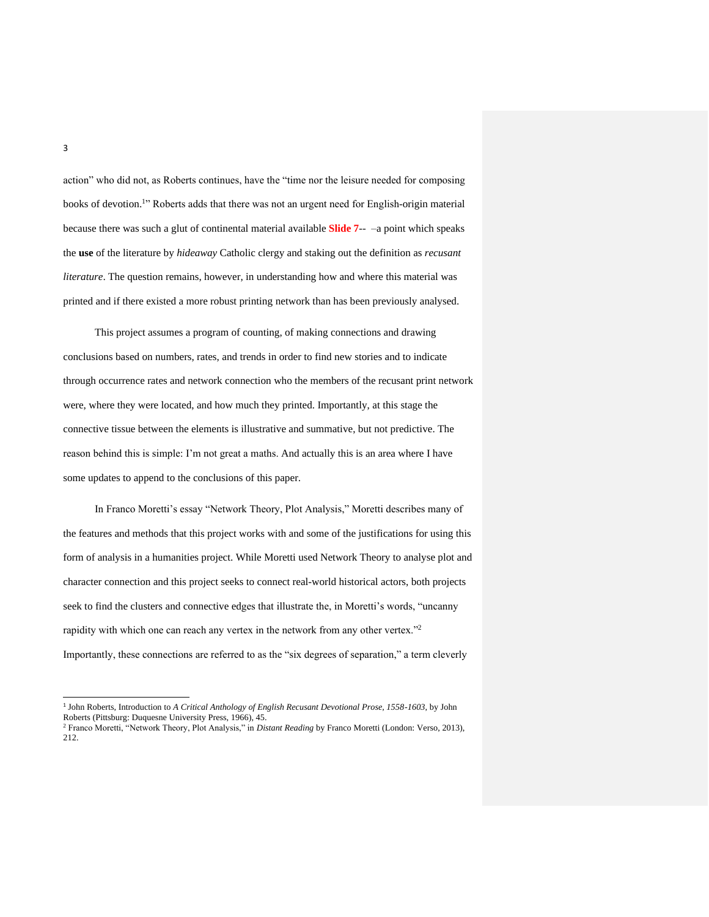action" who did not, as Roberts continues, have the "time nor the leisure needed for composing books of devotion.[1]" Roberts adds that there was not an urgent need for English-origin material because there was such a glut of continental material available **Slide 7**-- –a point which speaks the **use** of the literature by *hideaway* Catholic clergy and staking out the definition as *recusant literature*. The question remains, however, in understanding how and where this material was printed and if there existed a more robust printing network than has been previously analysed.

This project assumes a program of counting, of making connections and drawing conclusions based on numbers, rates, and trends in order to find new stories and to indicate through occurrence rates and network connection who the members of the recusant print network were, where they were located, and how much they printed. Importantly, at this stage the connective tissue between the elements is illustrative and summative, but not predictive. The reason behind this is simple: I'm not great a maths. And actually this is an area where I have some updates to append to the conclusions of this paper.

In Franco Moretti's essay "Network Theory, Plot Analysis," Moretti describes many of the features and methods that this project works with and some of the justifications for using this form of analysis in a humanities project. While Moretti used Network Theory to analyse plot and character connection and this project seeks to connect real-world historical actors, both projects seek to find the clusters and connective edges that illustrate the, in Moretti's words, "uncanny rapidity with which one can reach any vertex in the network from any other vertex."[2] Importantly, these connections are referred to as the "six degrees of separation," a term cleverly

---

[1] John Roberts, Introduction to *A Critical Anthology of English Recusant Devotional Prose, 1558-1603*, by John Roberts (Pittsburg: Duquesne University Press, 1966), 45.

[2] Franco Moretti, "Network Theory, Plot Analysis," in *Distant Reading* by Franco Moretti (London: Verso, 2013), 212.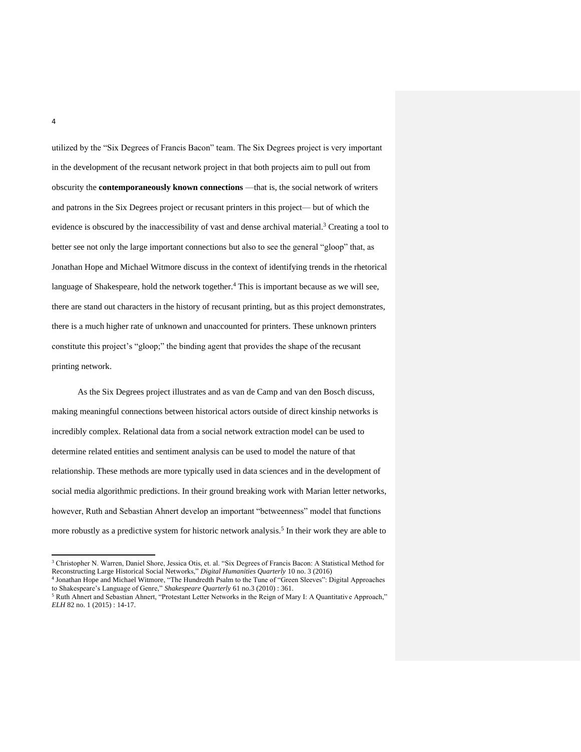utilized by the "Six Degrees of Francis Bacon" team. The Six Degrees project is very important in the development of the recusant network project in that both projects aim to pull out from obscurity the **contemporaneously known connections** —that is, the social network of writers and patrons in the Six Degrees project or recusant printers in this project— but of which the evidence is obscured by the inaccessibility of vast and dense archival material.[3] Creating a tool to better see not only the large important connections but also to see the general "gloop" that, as Jonathan Hope and Michael Witmore discuss in the context of identifying trends in the rhetorical language of Shakespeare, hold the network together.[4] This is important because as we will see, there are stand out characters in the history of recusant printing, but as this project demonstrates, there is a much higher rate of unknown and unaccounted for printers. These unknown printers constitute this project's "gloop;" the binding agent that provides the shape of the recusant printing network.

As the Six Degrees project illustrates and as van de Camp and van den Bosch discuss, making meaningful connections between historical actors outside of direct kinship networks is incredibly complex. Relational data from a social network extraction model can be used to determine related entities and sentiment analysis can be used to model the nature of that relationship. These methods are more typically used in data sciences and in the development of social media algorithmic predictions. In their ground breaking work with Marian letter networks, however, Ruth and Sebastian Ahnert develop an important "betweenness" model that functions more robustly as a predictive system for historic network analysis.[5] In their work they are able to

---

[3] Christopher N. Warren, Daniel Shore, Jessica Otis, et. al. "Six Degrees of Francis Bacon: A Statistical Method for Reconstructing Large Historical Social Networks," *Digital Humanities Quarterly* 10 no. 3 (2016)

[4] Jonathan Hope and Michael Witmore, "The Hundredth Psalm to the Tune of "Green Sleeves": Digital Approaches to Shakespeare's Language of Genre," *Shakespeare Quarterly* 61 no.3 (2010) : 361.

[5] Ruth Ahnert and Sebastian Ahnert, "Protestant Letter Networks in the Reign of Mary I: A Quantitative Approach," *ELH* 82 no. 1 (2015) : 14-17.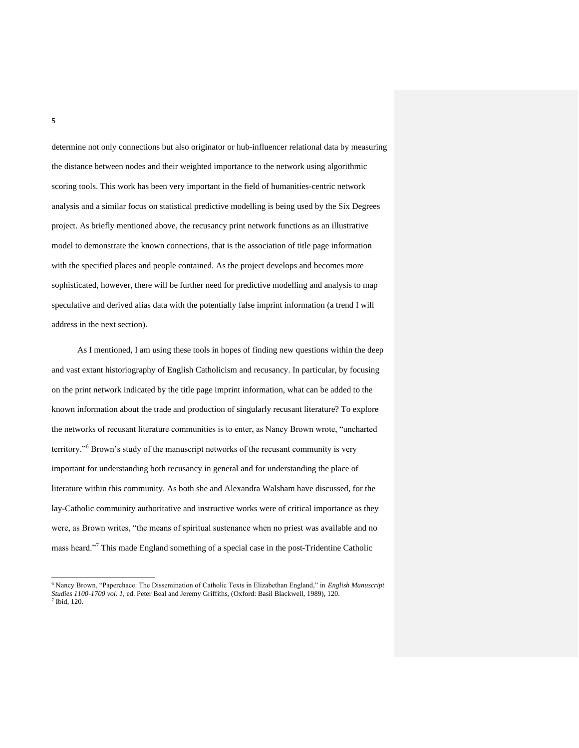determine not only connections but also originator or hub-influencer relational data by measuring the distance between nodes and their weighted importance to the network using algorithmic scoring tools. This work has been very important in the field of humanities-centric network analysis and a similar focus on statistical predictive modelling is being used by the Six Degrees project. As briefly mentioned above, the recusancy print network functions as an illustrative model to demonstrate the known connections, that is the association of title page information with the specified places and people contained. As the project develops and becomes more sophisticated, however, there will be further need for predictive modelling and analysis to map speculative and derived alias data with the potentially false imprint information (a trend I will address in the next section).

As I mentioned, I am using these tools in hopes of finding new questions within the deep and vast extant historiography of English Catholicism and recusancy. In particular, by focusing on the print network indicated by the title page imprint information, what can be added to the known information about the trade and production of singularly recusant literature? To explore the networks of recusant literature communities is to enter, as Nancy Brown wrote, "uncharted territory."[6] Brown's study of the manuscript networks of the recusant community is very important for understanding both recusancy in general and for understanding the place of literature within this community. As both she and Alexandra Walsham have discussed, for the lay-Catholic community authoritative and instructive works were of critical importance as they were, as Brown writes, "the means of spiritual sustenance when no priest was available and no mass heard."[7] This made England something of a special case in the post-Tridentine Catholic

---

[6] Nancy Brown, "Paperchace: The Dissemination of Catholic Texts in Elizabethan England," in *English Manuscript Studies 1100-1700 vol. 1*, ed. Peter Beal and Jeremy Griffiths, (Oxford: Basil Blackwell, 1989), 120.

[7] Ibid, 120.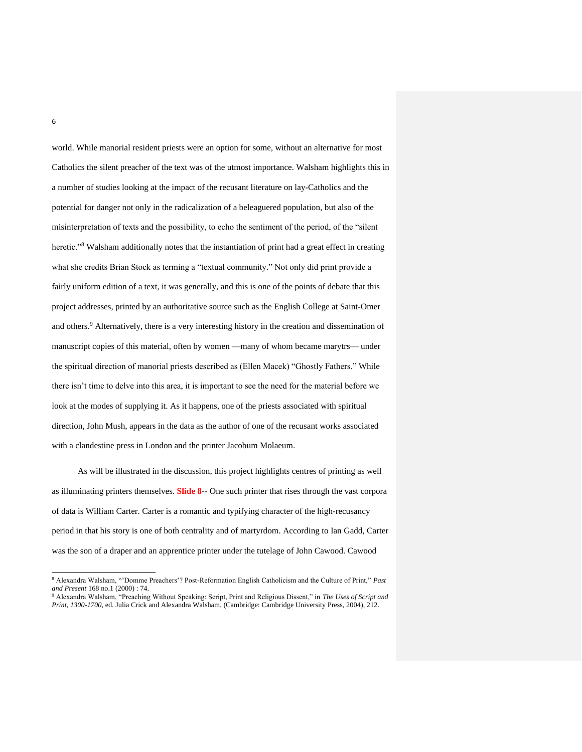world. While manorial resident priests were an option for some, without an alternative for most Catholics the silent preacher of the text was of the utmost importance. Walsham highlights this in a number of studies looking at the impact of the recusant literature on lay-Catholics and the potential for danger not only in the radicalization of a beleaguered population, but also of the misinterpretation of texts and the possibility, to echo the sentiment of the period, of the "silent heretic."[8] Walsham additionally notes that the instantiation of print had a great effect in creating what she credits Brian Stock as terming a "textual community." Not only did print provide a fairly uniform edition of a text, it was generally, and this is one of the points of debate that this project addresses, printed by an authoritative source such as the English College at Saint-Omer and others.[9] Alternatively, there is a very interesting history in the creation and dissemination of manuscript copies of this material, often by women —many of whom became marytrs— under the spiritual direction of manorial priests described as (Ellen Macek) "Ghostly Fathers." While there isn't time to delve into this area, it is important to see the need for the material before we look at the modes of supplying it. As it happens, one of the priests associated with spiritual direction, John Mush, appears in the data as the author of one of the recusant works associated with a clandestine press in London and the printer Jacobum Molaeum.

As will be illustrated in the discussion, this project highlights centres of printing as well as illuminating printers themselves. **Slide 8**-- One such printer that rises through the vast corpora of data is William Carter. Carter is a romantic and typifying character of the high-recusancy period in that his story is one of both centrality and of martyrdom. According to Ian Gadd, Carter was the son of a draper and an apprentice printer under the tutelage of John Cawood. Cawood

---

[8] Alexandra Walsham, "'Domme Preachers'? Post-Reformation English Catholicism and the Culture of Print," *Past and Present* 168 no.1 (2000) : 74.

[9] Alexandra Walsham, "Preaching Without Speaking: Script, Print and Religious Dissent," in *The Uses of Script and Print, 1300-1700*, ed. Julia Crick and Alexandra Walsham, (Cambridge: Cambridge University Press, 2004), 212.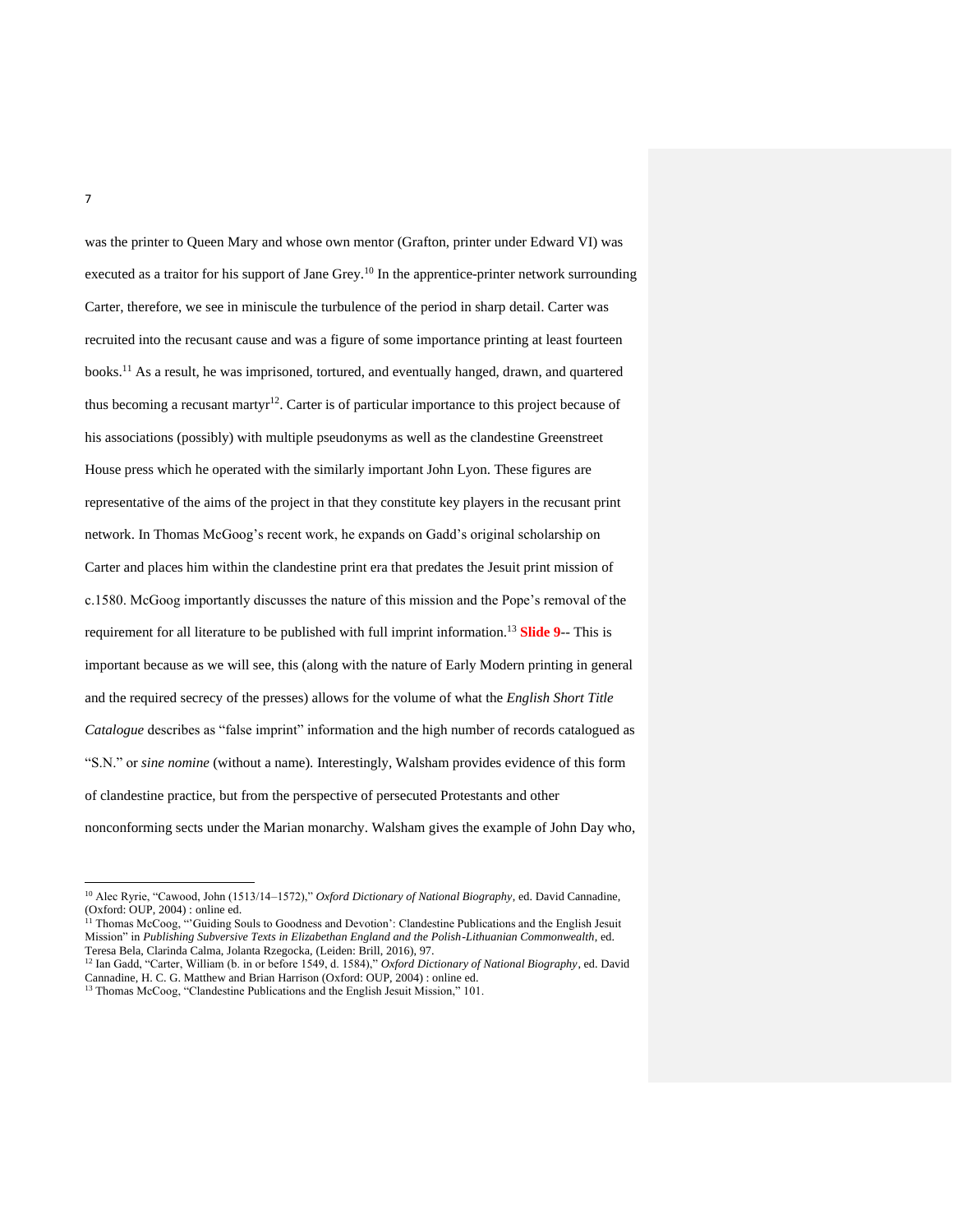was the printer to Queen Mary and whose own mentor (Grafton, printer under Edward VI) was executed as a traitor for his support of Jane Grey.[10] In the apprentice-printer network surrounding Carter, therefore, we see in miniscule the turbulence of the period in sharp detail. Carter was recruited into the recusant cause and was a figure of some importance printing at least fourteen books.[11] As a result, he was imprisoned, tortured, and eventually hanged, drawn, and quartered thus becoming a recusant martyr[12]. Carter is of particular importance to this project because of his associations (possibly) with multiple pseudonyms as well as the clandestine Greenstreet House press which he operated with the similarly important John Lyon. These figures are representative of the aims of the project in that they constitute key players in the recusant print network. In Thomas McGoog's recent work, he expands on Gadd's original scholarship on Carter and places him within the clandestine print era that predates the Jesuit print mission of c.1580. McGoog importantly discusses the nature of this mission and the Pope's removal of the requirement for all literature to be published with full imprint information.[13] **Slide 9**-- This is important because as we will see, this (along with the nature of Early Modern printing in general and the required secrecy of the presses) allows for the volume of what the *English Short Title Catalogue* describes as "false imprint" information and the high number of records catalogued as "S.N." or *sine nomine* (without a name). Interestingly, Walsham provides evidence of this form of clandestine practice, but from the perspective of persecuted Protestants and other nonconforming sects under the Marian monarchy. Walsham gives the example of John Day who,

---

[10] Alec Ryrie, "Cawood, John (1513/14–1572)," *Oxford Dictionary of National Biography*, ed. David Cannadine, (Oxford: OUP, 2004) : online ed.

[11] Thomas McCoog, "'Guiding Souls to Goodness and Devotion': Clandestine Publications and the English Jesuit Mission" in *Publishing Subversive Texts in Elizabethan England and the Polish-Lithuanian Commonwealth*, ed. Teresa Bela, Clarinda Calma, Jolanta Rzegocka, (Leiden: Brill, 2016), 97.

[12] Ian Gadd, "Carter, William (b. in or before 1549, d. 1584)," *Oxford Dictionary of National Biography*, ed. David Cannadine, H. C. G. Matthew and Brian Harrison (Oxford: OUP, 2004) : online ed.

[13] Thomas McCoog, "Clandestine Publications and the English Jesuit Mission," 101.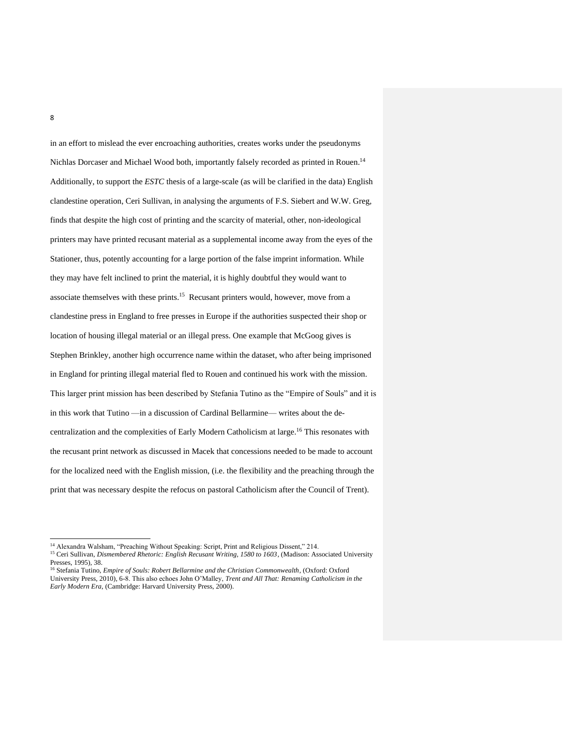in an effort to mislead the ever encroaching authorities, creates works under the pseudonyms Nichlas Dorcaser and Michael Wood both, importantly falsely recorded as printed in Rouen.[14] Additionally, to support the *ESTC* thesis of a large-scale (as will be clarified in the data) English clandestine operation, Ceri Sullivan, in analysing the arguments of F.S. Siebert and W.W. Greg, finds that despite the high cost of printing and the scarcity of material, other, non-ideological printers may have printed recusant material as a supplemental income away from the eyes of the Stationer, thus, potently accounting for a large portion of the false imprint information. While they may have felt inclined to print the material, it is highly doubtful they would want to associate themselves with these prints.[15] Recusant printers would, however, move from a clandestine press in England to free presses in Europe if the authorities suspected their shop or location of housing illegal material or an illegal press. One example that McGoog gives is Stephen Brinkley, another high occurrence name within the dataset, who after being imprisoned in England for printing illegal material fled to Rouen and continued his work with the mission. This larger print mission has been described by Stefania Tutino as the "Empire of Souls" and it is in this work that Tutino —in a discussion of Cardinal Bellarmine— writes about the de-centralization and the complexities of Early Modern Catholicism at large.[16] This resonates with the recusant print network as discussed in Macek that concessions needed to be made to account for the localized need with the English mission, (i.e. the flexibility and the preaching through the print that was necessary despite the refocus on pastoral Catholicism after the Council of Trent).

---

[14] Alexandra Walsham, "Preaching Without Speaking: Script, Print and Religious Dissent," 214.

[15] Ceri Sullivan, *Dismembered Rhetoric: English Recusant Writing, 1580 to 1603*, (Madison: Associated University Presses, 1995), 38.

[16] Stefania Tutino, *Empire of Souls: Robert Bellarmine and the Christian Commonwealth*, (Oxford: Oxford University Press, 2010), 6-8. This also echoes John O'Malley, *Trent and All That: Renaming Catholicism in the Early Modern Era*, (Cambridge: Harvard University Press, 2000).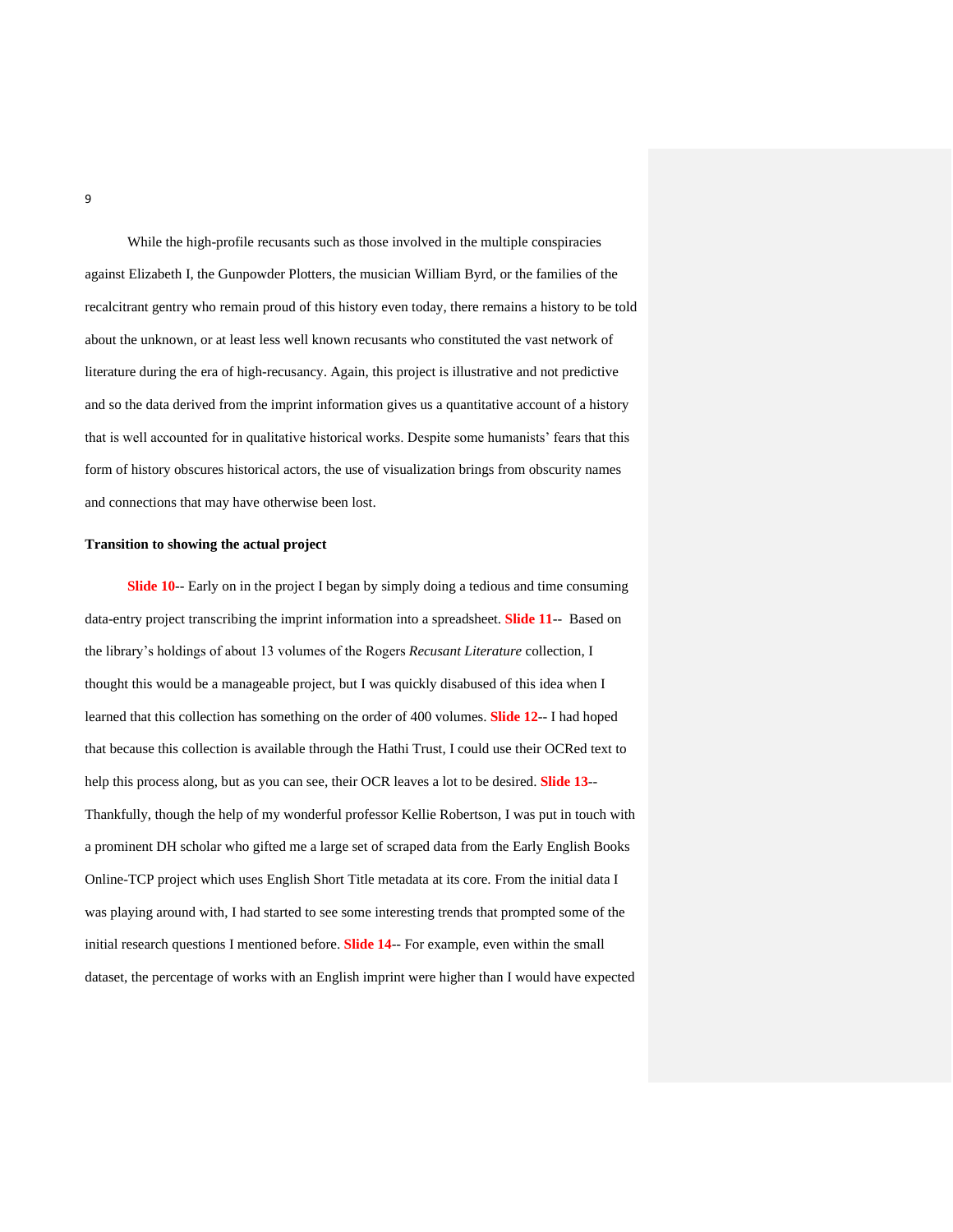While the high-profile recusants such as those involved in the multiple conspiracies against Elizabeth I, the Gunpowder Plotters, the musician William Byrd, or the families of the recalcitrant gentry who remain proud of this history even today, there remains a history to be told about the unknown, or at least less well known recusants who constituted the vast network of literature during the era of high-recusancy. Again, this project is illustrative and not predictive and so the data derived from the imprint information gives us a quantitative account of a history that is well accounted for in qualitative historical works. Despite some humanists' fears that this form of history obscures historical actors, the use of visualization brings from obscurity names and connections that may have otherwise been lost.

**Transition to showing the actual project**

**Slide 10**-- Early on in the project I began by simply doing a tedious and time consuming data-entry project transcribing the imprint information into a spreadsheet. **Slide 11**-- Based on the library's holdings of about 13 volumes of the Rogers *Recusant Literature* collection, I thought this would be a manageable project, but I was quickly disabused of this idea when I learned that this collection has something on the order of 400 volumes. **Slide 12**-- I had hoped that because this collection is available through the Hathi Trust, I could use their OCRed text to help this process along, but as you can see, their OCR leaves a lot to be desired. **Slide 13**-- Thankfully, though the help of my wonderful professor Kellie Robertson, I was put in touch with a prominent DH scholar who gifted me a large set of scraped data from the Early English Books Online-TCP project which uses English Short Title metadata at its core. From the initial data I was playing around with, I had started to see some interesting trends that prompted some of the initial research questions I mentioned before. **Slide 14**-- For example, even within the small dataset, the percentage of works with an English imprint were higher than I would have expected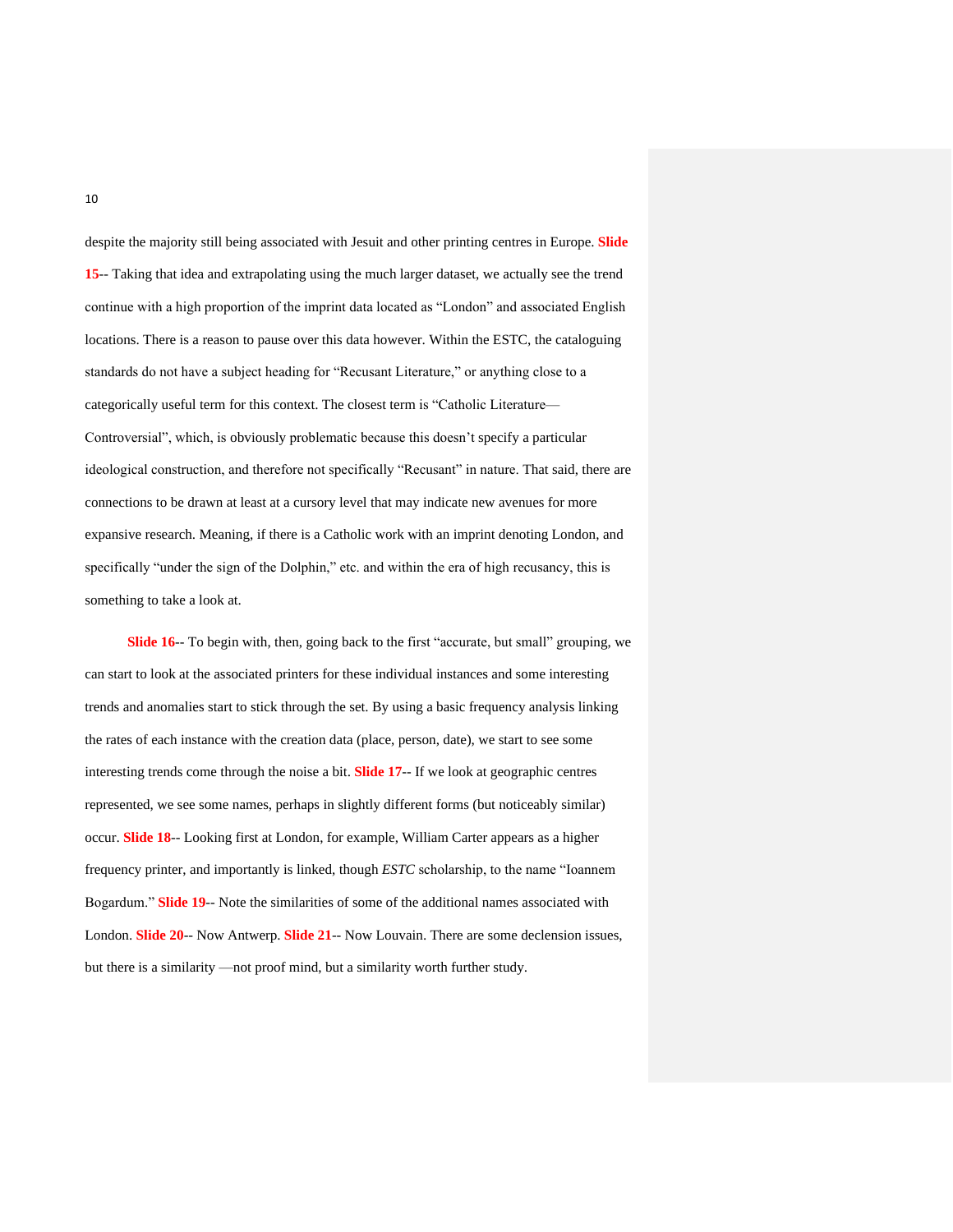despite the majority still being associated with Jesuit and other printing centres in Europe. **Slide 15**-- Taking that idea and extrapolating using the much larger dataset, we actually see the trend continue with a high proportion of the imprint data located as "London" and associated English locations. There is a reason to pause over this data however. Within the ESTC, the cataloguing standards do not have a subject heading for "Recusant Literature," or anything close to a categorically useful term for this context. The closest term is "Catholic Literature—Controversial", which, is obviously problematic because this doesn't specify a particular ideological construction, and therefore not specifically "Recusant" in nature. That said, there are connections to be drawn at least at a cursory level that may indicate new avenues for more expansive research. Meaning, if there is a Catholic work with an imprint denoting London, and specifically "under the sign of the Dolphin," etc. and within the era of high recusancy, this is something to take a look at.

**Slide 16**-- To begin with, then, going back to the first "accurate, but small" grouping, we can start to look at the associated printers for these individual instances and some interesting trends and anomalies start to stick through the set. By using a basic frequency analysis linking the rates of each instance with the creation data (place, person, date), we start to see some interesting trends come through the noise a bit. **Slide 17**-- If we look at geographic centres represented, we see some names, perhaps in slightly different forms (but noticeably similar) occur. **Slide 18**-- Looking first at London, for example, William Carter appears as a higher frequency printer, and importantly is linked, though *ESTC* scholarship, to the name "Ioannem Bogardum." **Slide 19**-- Note the similarities of some of the additional names associated with London. **Slide 20**-- Now Antwerp. **Slide 21**-- Now Louvain. There are some declension issues, but there is a similarity —not proof mind, but a similarity worth further study.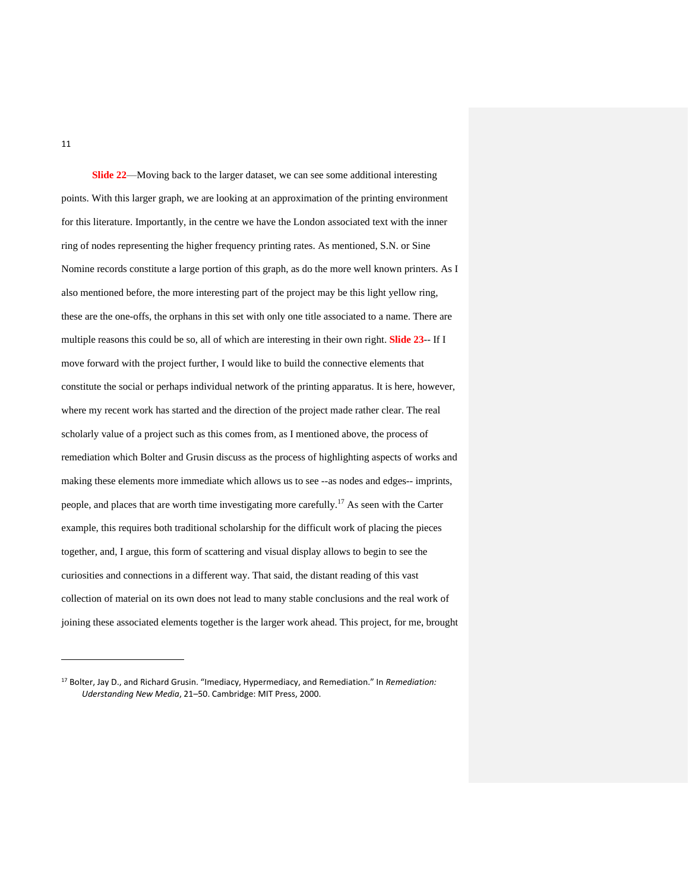**Slide 22**—Moving back to the larger dataset, we can see some additional interesting points. With this larger graph, we are looking at an approximation of the printing environment for this literature. Importantly, in the centre we have the London associated text with the inner ring of nodes representing the higher frequency printing rates. As mentioned, S.N. or Sine Nomine records constitute a large portion of this graph, as do the more well known printers. As I also mentioned before, the more interesting part of the project may be this light yellow ring, these are the one-offs, the orphans in this set with only one title associated to a name. There are multiple reasons this could be so, all of which are interesting in their own right. **Slide 23**-- If I move forward with the project further, I would like to build the connective elements that constitute the social or perhaps individual network of the printing apparatus. It is here, however, where my recent work has started and the direction of the project made rather clear. The real scholarly value of a project such as this comes from, as I mentioned above, the process of remediation which Bolter and Grusin discuss as the process of highlighting aspects of works and making these elements more immediate which allows us to see --as nodes and edges-- imprints, people, and places that are worth time investigating more carefully.[17] As seen with the Carter example, this requires both traditional scholarship for the difficult work of placing the pieces together, and, I argue, this form of scattering and visual display allows to begin to see the curiosities and connections in a different way. That said, the distant reading of this vast collection of material on its own does not lead to many stable conclusions and the real work of joining these associated elements together is the larger work ahead. This project, for me, brought

---

[17] Bolter, Jay D., and Richard Grusin. "Imediacy, Hypermediacy, and Remediation." In *Remediation: Understanding New Media*, 21–50. Cambridge: MIT Press, 2000.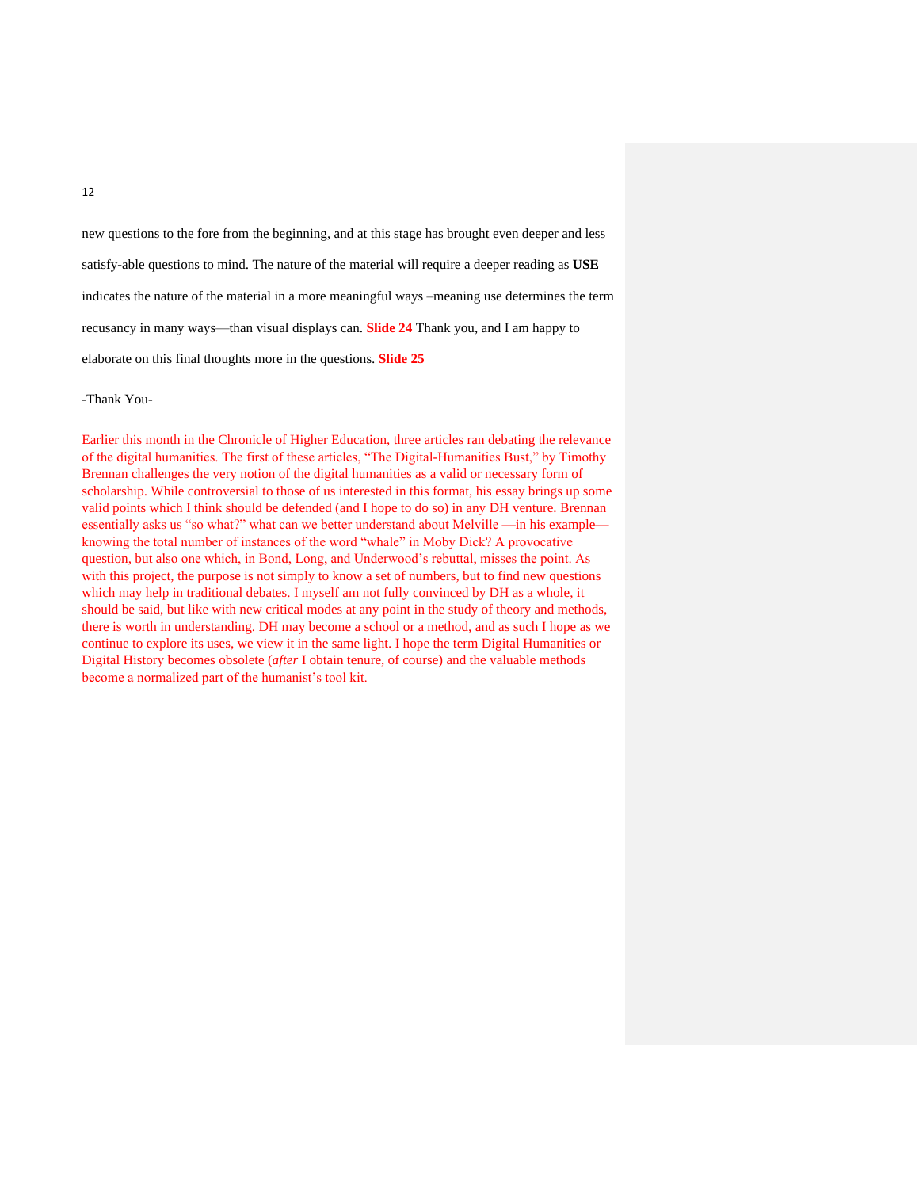new questions to the fore from the beginning, and at this stage has brought even deeper and less satisfy-able questions to mind. The nature of the material will require a deeper reading as **USE** indicates the nature of the material in a more meaningful ways –meaning use determines the term recusancy in many ways—than visual displays can. **Slide 24** Thank you, and I am happy to elaborate on this final thoughts more in the questions. **Slide 25**

-Thank You-

Earlier this month in the Chronicle of Higher Education, three articles ran debating the relevance of the digital humanities. The first of these articles, "The Digital-Humanities Bust," by Timothy Brennan challenges the very notion of the digital humanities as a valid or necessary form of scholarship. While controversial to those of us interested in this format, his essay brings up some valid points which I think should be defended (and I hope to do so) in any DH venture. Brennan essentially asks us "so what?" what can we better understand about Melville —in his example—knowing the total number of instances of the word "whale" in Moby Dick? A provocative question, but also one which, in Bond, Long, and Underwood's rebuttal, misses the point. As with this project, the purpose is not simply to know a set of numbers, but to find new questions which may help in traditional debates. I myself am not fully convinced by DH as a whole, it should be said, but like with new critical modes at any point in the study of theory and methods, there is worth in understanding. DH may become a school or a method, and as such I hope as we continue to explore its uses, we view it in the same light. I hope the term Digital Humanities or Digital History becomes obsolete (*after* I obtain tenure, of course) and the valuable methods become a normalized part of the humanist's tool kit.